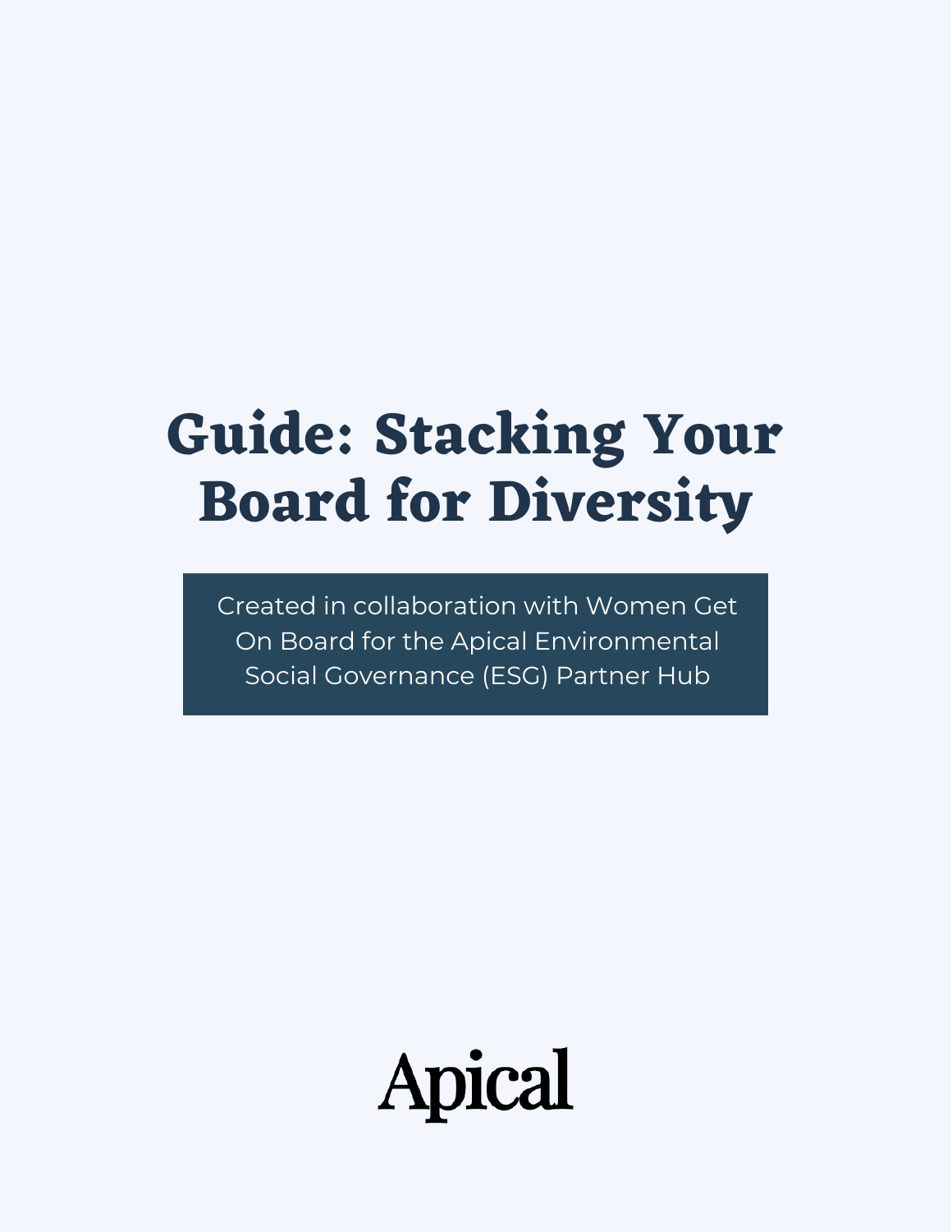# Guide: Stacking Your Board for Diversity

Created in collaboration with Women Get On Board for the Apical Environmental Social Governance (ESG) Partner Hub

Apical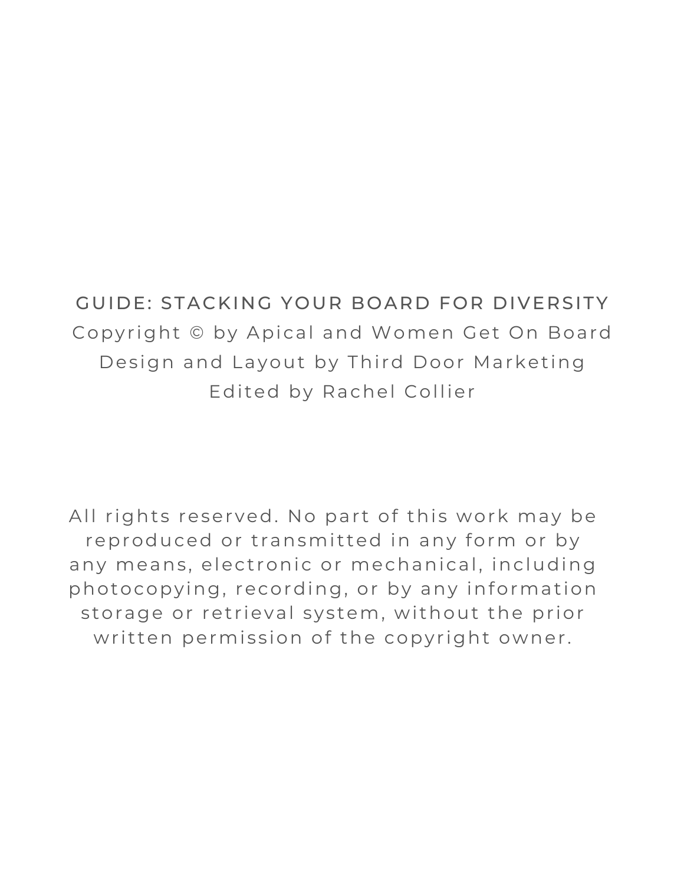GUIDE: STACKING YOUR BOARD FOR DIVERSITY

Copyright © by Apical and Women Get On Board

Design and Layout by Third Door Marketing

Edited by Rachel Collier

All rights reserved. No part of this work may be reproduced or transmitted in any form or by any means, electronic or mechanical, including photocopying, recording, or by any information storage or retrieval system, without the prior written permission of the copyright owner.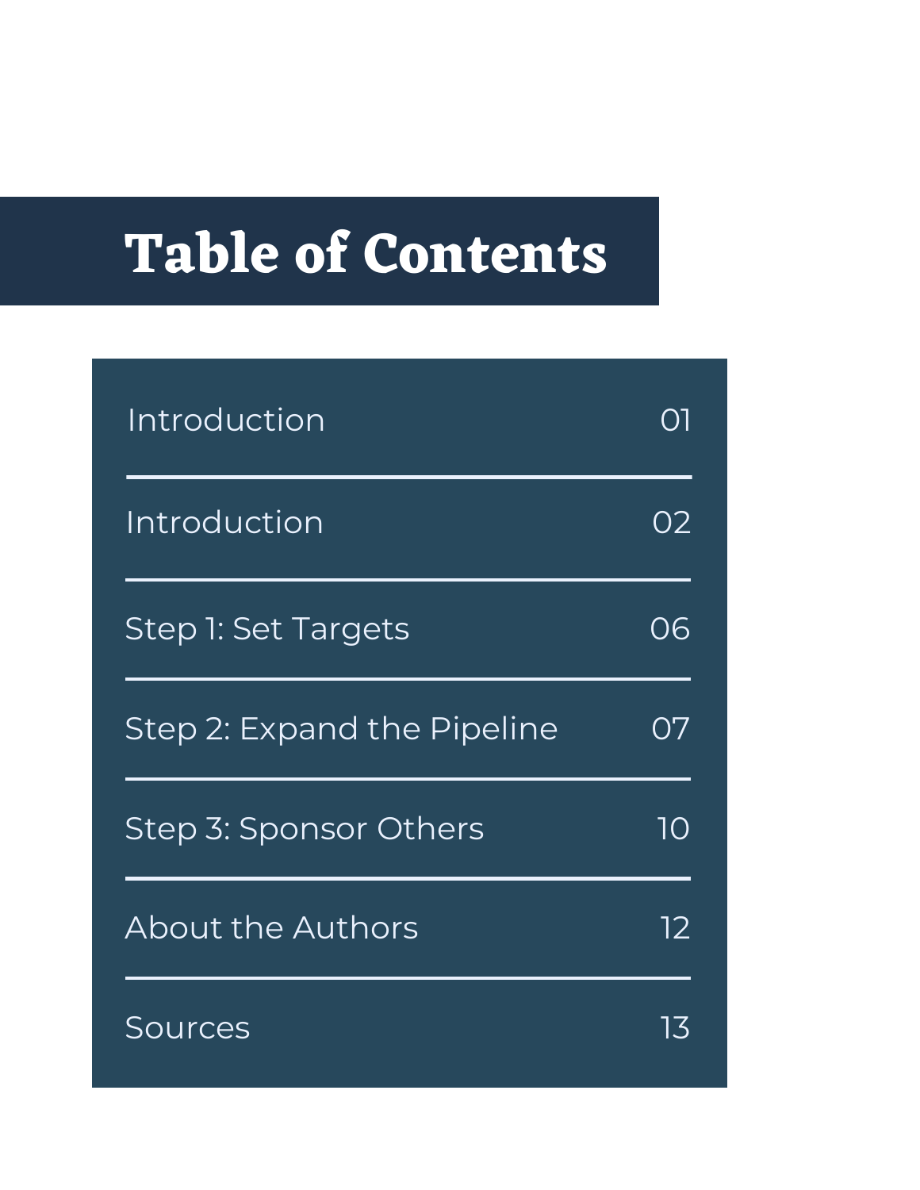# Table of Contents

| | |
|---|---|
| Introduction | 01 |
| Introduction | 02 |
| Step 1: Set Targets | 06 |
| Step 2: Expand the Pipeline | 07 |
| Step 3: Sponsor Others | 10 |
| About the Authors | 12 |
| Sources | 13 |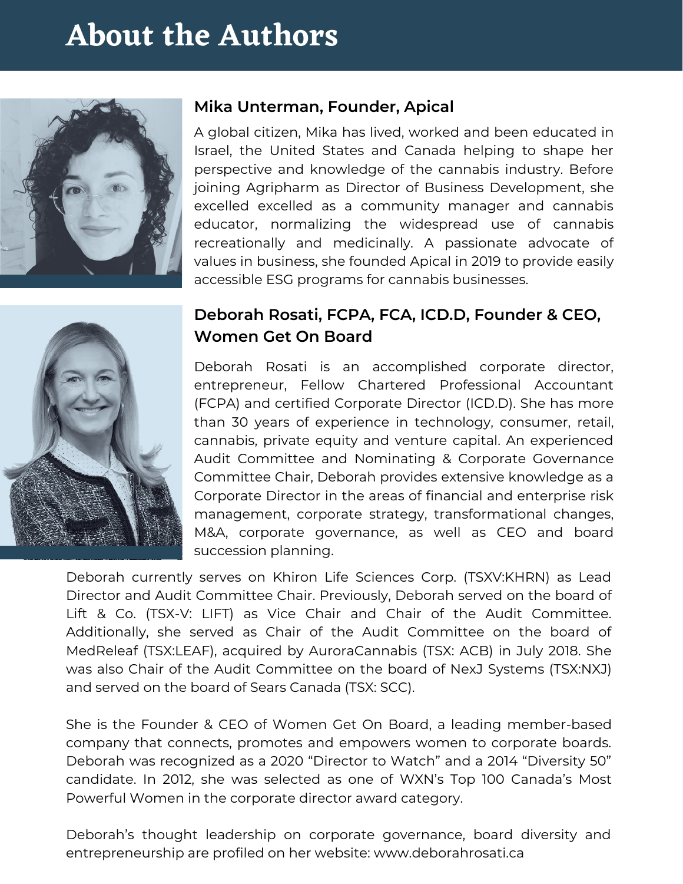# About the Authors

### Mika Unterman, Founder, Apical

A global citizen, Mika has lived, worked and been educated in Israel, the United States and Canada helping to shape her perspective and knowledge of the cannabis industry. Before joining Agripharm as Director of Business Development, she excelled excelled as a community manager and cannabis educator, normalizing the widespread use of cannabis recreationally and medicinally. A passionate advocate of values in business, she founded Apical in 2019 to provide easily accessible ESG programs for cannabis businesses.

### Deborah Rosati, FCPA, FCA, ICD.D, Founder & CEO, Women Get On Board

Deborah Rosati is an accomplished corporate director, entrepreneur, Fellow Chartered Professional Accountant (FCPA) and certified Corporate Director (ICD.D). She has more than 30 years of experience in technology, consumer, retail, cannabis, private equity and venture capital. An experienced Audit Committee and Nominating & Corporate Governance Committee Chair, Deborah provides extensive knowledge as a Corporate Director in the areas of financial and enterprise risk management, corporate strategy, transformational changes, M&A, corporate governance, as well as CEO and board succession planning.

Deborah currently serves on Khiron Life Sciences Corp. (TSXV:KHRN) as Lead Director and Audit Committee Chair. Previously, Deborah served on the board of Lift & Co. (TSX-V: LIFT) as Vice Chair and Chair of the Audit Committee. Additionally, she served as Chair of the Audit Committee on the board of MedReleaf (TSX:LEAF), acquired by AuroraCannabis (TSX: ACB) in July 2018. She was also Chair of the Audit Committee on the board of NexJ Systems (TSX:NXJ) and served on the board of Sears Canada (TSX: SCC).

She is the Founder & CEO of Women Get On Board, a leading member-based company that connects, promotes and empowers women to corporate boards. Deborah was recognized as a 2020 "Director to Watch" and a 2014 "Diversity 50" candidate. In 2012, she was selected as one of WXN's Top 100 Canada's Most Powerful Women in the corporate director award category.

Deborah's thought leadership on corporate governance, board diversity and entrepreneurship are profiled on her website: www.deborahrosati.ca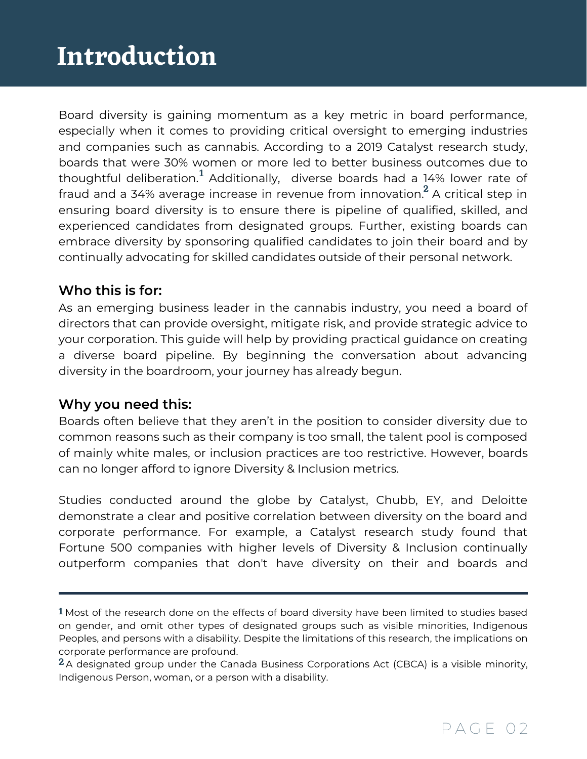# Introduction

Board diversity is gaining momentum as a key metric in board performance, especially when it comes to providing critical oversight to emerging industries and companies such as cannabis. According to a 2019 Catalyst research study, boards that were 30% women or more led to better business outcomes due to thoughtful deliberation.[1] Additionally, diverse boards had a 14% lower rate of fraud and a 34% average increase in revenue from innovation.[2] A critical step in ensuring board diversity is to ensure there is pipeline of qualified, skilled, and experienced candidates from designated groups. Further, existing boards can embrace diversity by sponsoring qualified candidates to join their board and by continually advocating for skilled candidates outside of their personal network.

### Who this is for:

As an emerging business leader in the cannabis industry, you need a board of directors that can provide oversight, mitigate risk, and provide strategic advice to your corporation. This guide will help by providing practical guidance on creating a diverse board pipeline. By beginning the conversation about advancing diversity in the boardroom, your journey has already begun.

### Why you need this:

Boards often believe that they aren't in the position to consider diversity due to common reasons such as their company is too small, the talent pool is composed of mainly white males, or inclusion practices are too restrictive. However, boards can no longer afford to ignore Diversity & Inclusion metrics.

Studies conducted around the globe by Catalyst, Chubb, EY, and Deloitte demonstrate a clear and positive correlation between diversity on the board and corporate performance. For example, a Catalyst research study found that Fortune 500 companies with higher levels of Diversity & Inclusion continually outperform companies that don't have diversity on their and boards and

---

[1] Most of the research done on the effects of board diversity have been limited to studies based on gender, and omit other types of designated groups such as visible minorities, Indigenous Peoples, and persons with a disability. Despite the limitations of this research, the implications on corporate performance are profound.

[2] A designated group under the Canada Business Corporations Act (CBCA) is a visible minority, Indigenous Person, woman, or a person with a disability.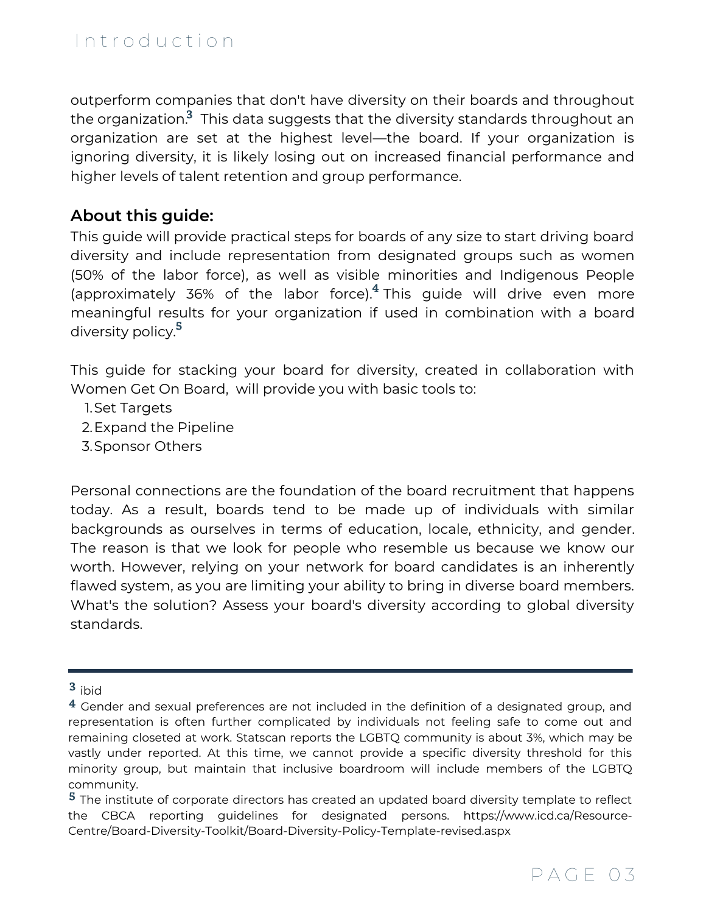outperform companies that don't have diversity on their boards and throughout the organization.[3] This data suggests that the diversity standards throughout an organization are set at the highest level—the board. If your organization is ignoring diversity, it is likely losing out on increased financial performance and higher levels of talent retention and group performance.

### About this guide:

This guide will provide practical steps for boards of any size to start driving board diversity and include representation from designated groups such as women (50% of the labor force), as well as visible minorities and Indigenous People (approximately 36% of the labor force).[4] This guide will drive even more meaningful results for your organization if used in combination with a board diversity policy.[5]

This guide for stacking your board for diversity, created in collaboration with Women Get On Board, will provide you with basic tools to:

1. Set Targets
2. Expand the Pipeline
3. Sponsor Others

Personal connections are the foundation of the board recruitment that happens today. As a result, boards tend to be made up of individuals with similar backgrounds as ourselves in terms of education, locale, ethnicity, and gender. The reason is that we look for people who resemble us because we know our worth. However, relying on your network for board candidates is an inherently flawed system, as you are limiting your ability to bring in diverse board members. What's the solution? Assess your board's diversity according to global diversity standards.

---

[3] ibid

[4] Gender and sexual preferences are not included in the definition of a designated group, and representation is often further complicated by individuals not feeling safe to come out and remaining closeted at work. Statscan reports the LGBTQ community is about 3%, which may be vastly under reported. At this time, we cannot provide a specific diversity threshold for this minority group, but maintain that inclusive boardroom will include members of the LGBTQ community.

[5] The institute of corporate directors has created an updated board diversity template to reflect the CBCA reporting guidelines for designated persons. https://www.icd.ca/Resource-Centre/Board-Diversity-Toolkit/Board-Diversity-Policy-Template-revised.aspx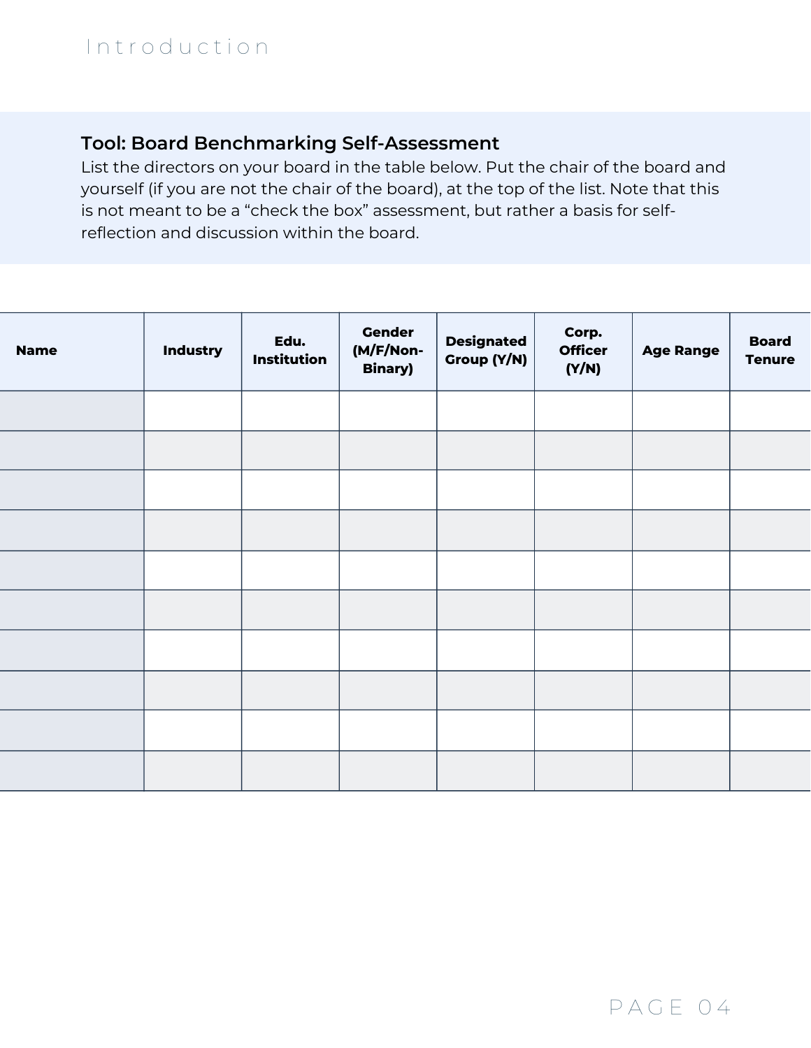### Tool: Board Benchmarking Self-Assessment

List the directors on your board in the table below. Put the chair of the board and yourself (if you are not the chair of the board), at the top of the list. Note that this is not meant to be a "check the box" assessment, but rather a basis for self-reflection and discussion within the board.

| Name | Industry | Edu. Institution | Gender (M/F/Non-Binary) | Designated Group (Y/N) | Corp. Officer (Y/N) | Age Range | Board Tenure |
|---|---|---|---|---|---|---|---|
| | | | | | | | |
| | | | | | | | |
| | | | | | | | |
| | | | | | | | |
| | | | | | | | |
| | | | | | | | |
| | | | | | | | |
| | | | | | | | |
| | | | | | | | |
| | | | | | | | |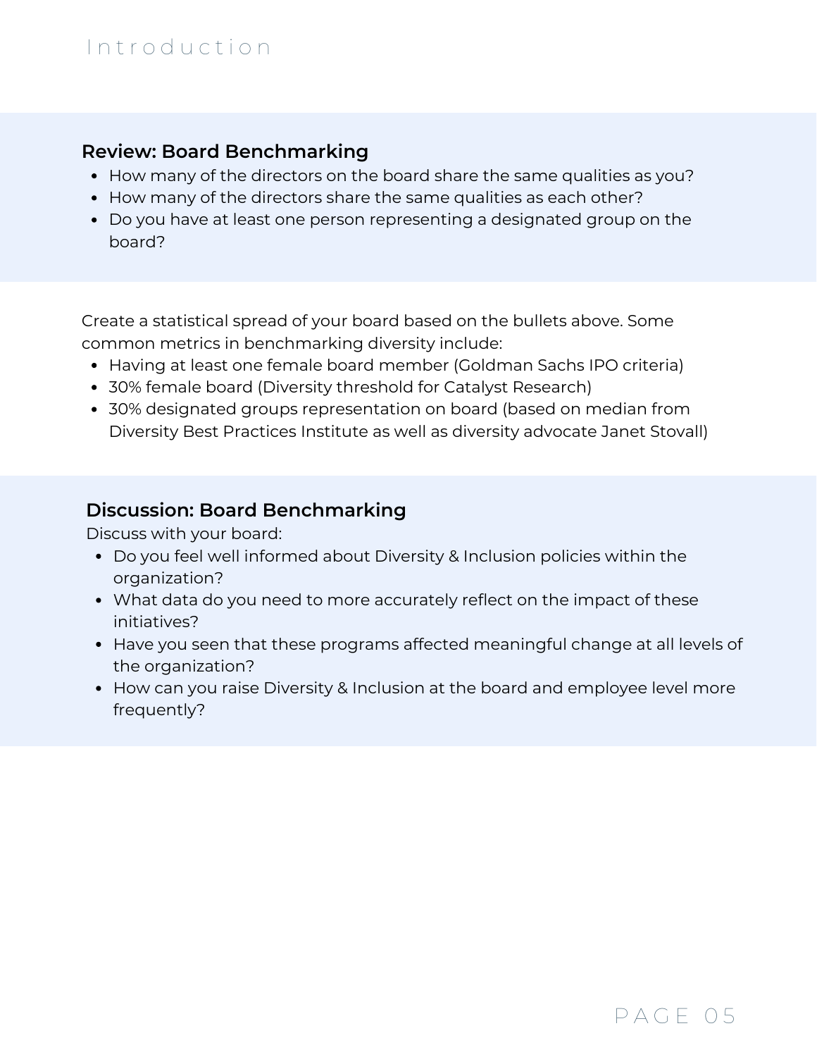## Review: Board Benchmarking

- How many of the directors on the board share the same qualities as you?
- How many of the directors share the same qualities as each other?
- Do you have at least one person representing a designated group on the board?

Create a statistical spread of your board based on the bullets above. Some common metrics in benchmarking diversity include:

- Having at least one female board member (Goldman Sachs IPO criteria)
- 30% female board (Diversity threshold for Catalyst Research)
- 30% designated groups representation on board (based on median from Diversity Best Practices Institute as well as diversity advocate Janet Stovall)

## Discussion: Board Benchmarking

Discuss with your board:

- Do you feel well informed about Diversity & Inclusion policies within the organization?
- What data do you need to more accurately reflect on the impact of these initiatives?
- Have you seen that these programs affected meaningful change at all levels of the organization?
- How can you raise Diversity & Inclusion at the board and employee level more frequently?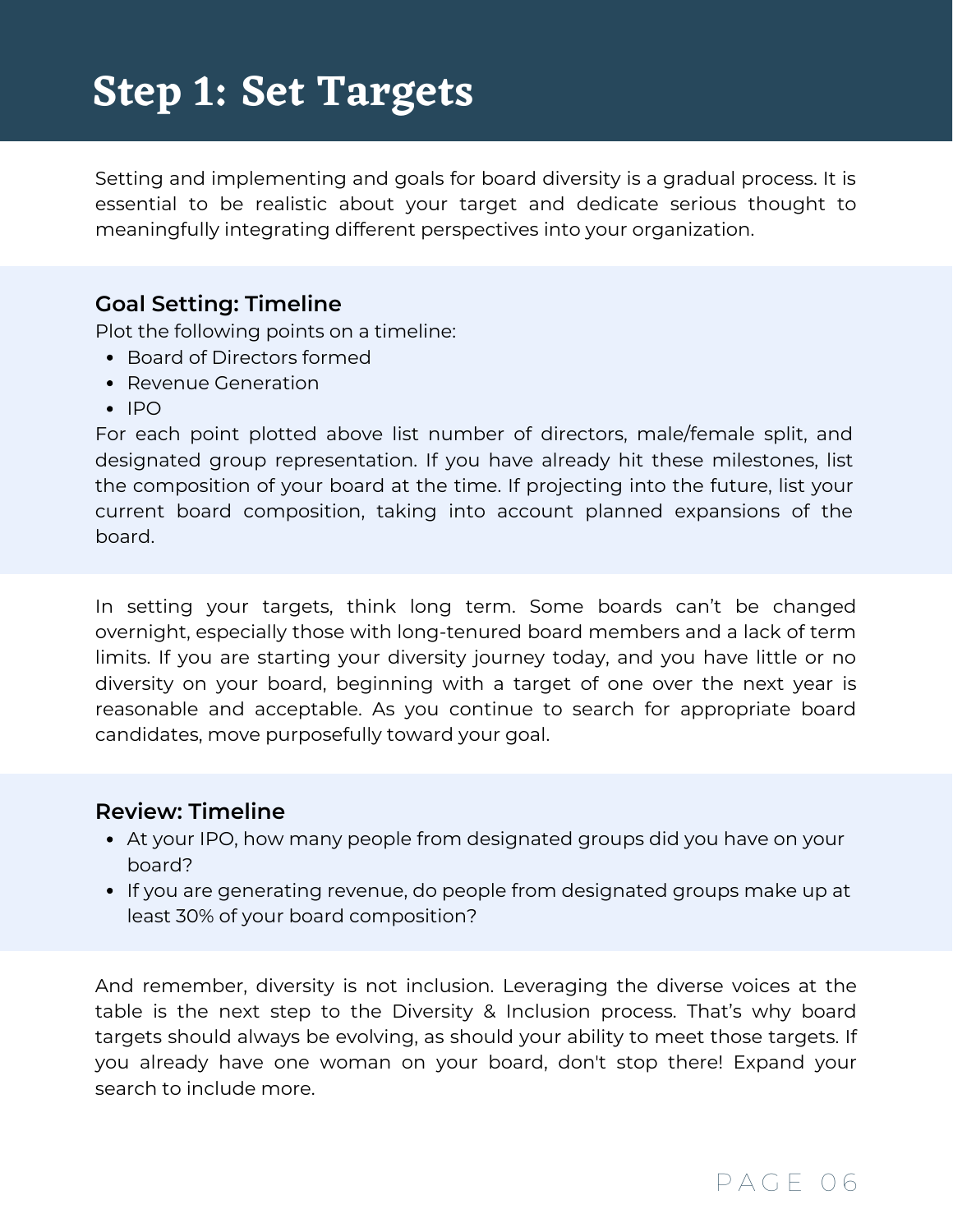# Step 1: Set Targets

Setting and implementing and goals for board diversity is a gradual process. It is essential to be realistic about your target and dedicate serious thought to meaningfully integrating different perspectives into your organization.

### Goal Setting: Timeline

Plot the following points on a timeline:

- Board of Directors formed
- Revenue Generation
- IPO

For each point plotted above list number of directors, male/female split, and designated group representation. If you have already hit these milestones, list the composition of your board at the time. If projecting into the future, list your current board composition, taking into account planned expansions of the board.

In setting your targets, think long term. Some boards can't be changed overnight, especially those with long-tenured board members and a lack of term limits. If you are starting your diversity journey today, and you have little or no diversity on your board, beginning with a target of one over the next year is reasonable and acceptable. As you continue to search for appropriate board candidates, move purposefully toward your goal.

### Review: Timeline

- At your IPO, how many people from designated groups did you have on your board?
- If you are generating revenue, do people from designated groups make up at least 30% of your board composition?

And remember, diversity is not inclusion. Leveraging the diverse voices at the table is the next step to the Diversity & Inclusion process. That's why board targets should always be evolving, as should your ability to meet those targets. If you already have one woman on your board, don't stop there! Expand your search to include more.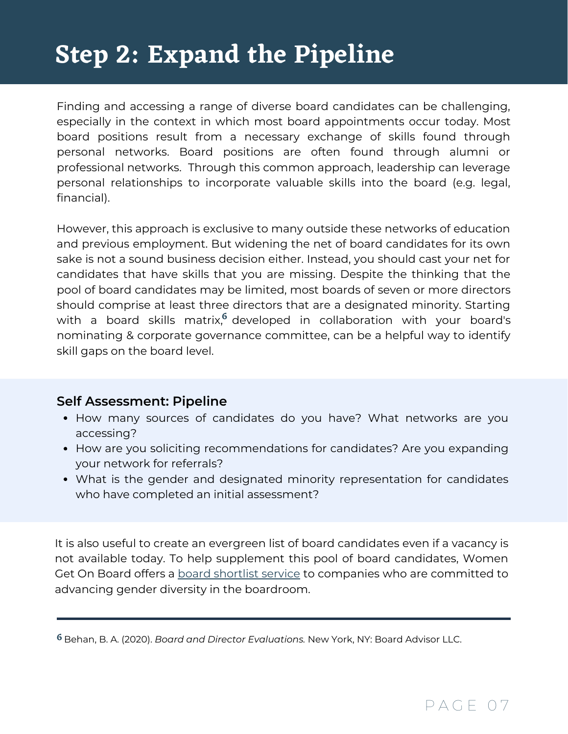# Step 2: Expand the Pipeline

Finding and accessing a range of diverse board candidates can be challenging, especially in the context in which most board appointments occur today. Most board positions result from a necessary exchange of skills found through personal networks. Board positions are often found through alumni or professional networks. Through this common approach, leadership can leverage personal relationships to incorporate valuable skills into the board (e.g. legal, financial).

However, this approach is exclusive to many outside these networks of education and previous employment. But widening the net of board candidates for its own sake is not a sound business decision either. Instead, you should cast your net for candidates that have skills that you are missing. Despite the thinking that the pool of board candidates may be limited, most boards of seven or more directors should comprise at least three directors that are a designated minority. Starting with a board skills matrix,[6] developed in collaboration with your board's nominating & corporate governance committee, can be a helpful way to identify skill gaps on the board level.

### Self Assessment: Pipeline

- How many sources of candidates do you have? What networks are you accessing?
- How are you soliciting recommendations for candidates? Are you expanding your network for referrals?
- What is the gender and designated minority representation for candidates who have completed an initial assessment?

It is also useful to create an evergreen list of board candidates even if a vacancy is not available today. To help supplement this pool of board candidates, Women Get On Board offers a board shortlist service to companies who are committed to advancing gender diversity in the boardroom.

---

[6] Behan, B. A. (2020). *Board and Director Evaluations.* New York, NY: Board Advisor LLC.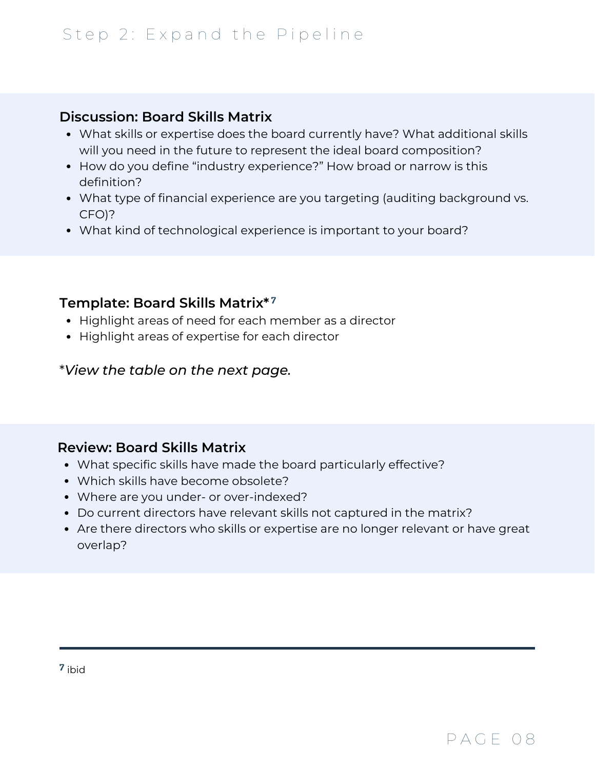## Discussion: Board Skills Matrix

- What skills or expertise does the board currently have? What additional skills will you need in the future to represent the ideal board composition?
- How do you define “industry experience?” How broad or narrow is this definition?
- What type of financial experience are you targeting (auditing background vs. CFO)?
- What kind of technological experience is important to your board?

## Template: Board Skills Matrix*[7]

- Highlight areas of need for each member as a director
- Highlight areas of expertise for each director

**\****View the table on the next page.***

## Review: Board Skills Matrix

- What specific skills have made the board particularly effective?
- Which skills have become obsolete?
- Where are you under- or over-indexed?
- Do current directors have relevant skills not captured in the matrix?
- Are there directors who skills or expertise are no longer relevant or have great overlap?

---

[7] ibid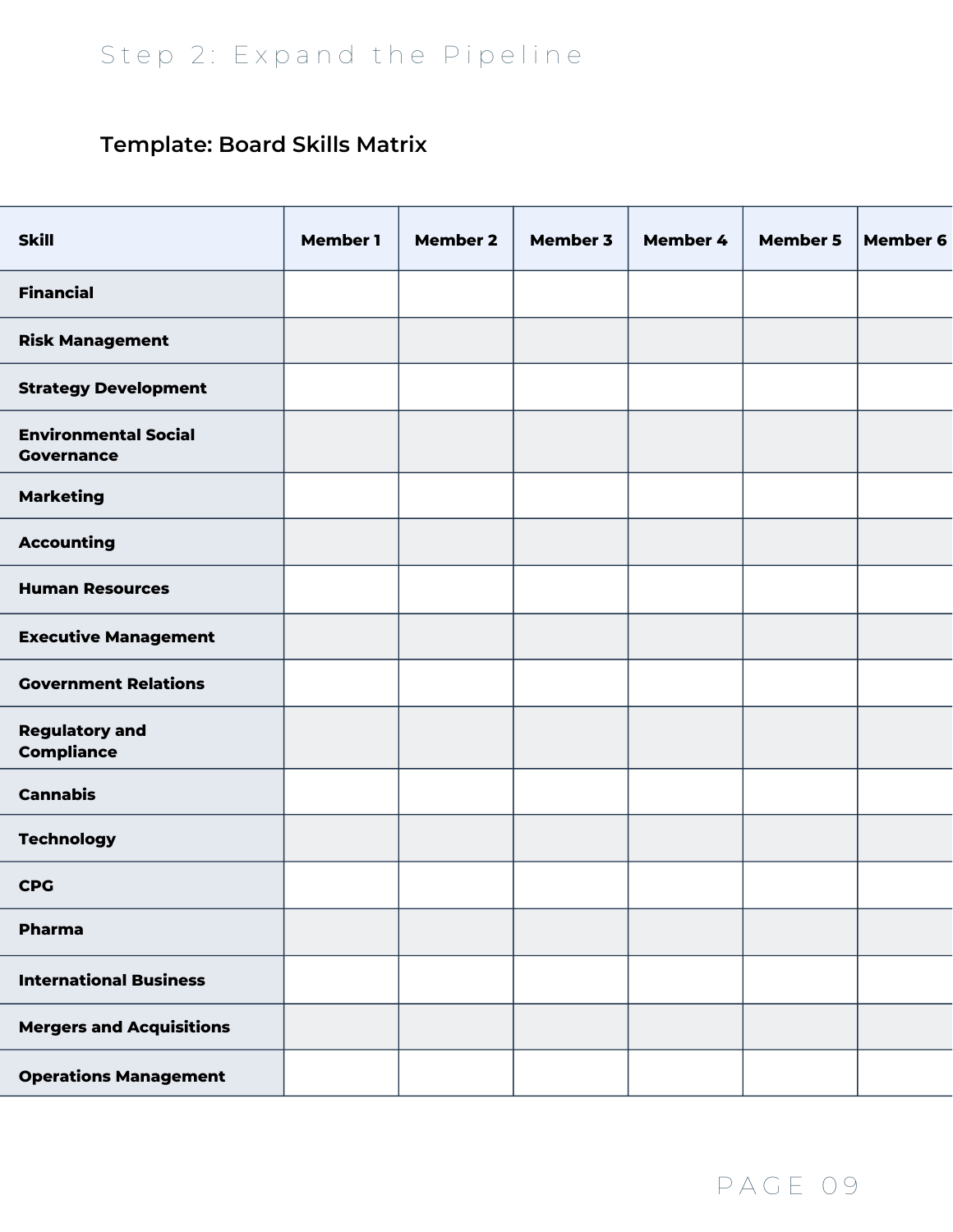## Step 2: Expand the Pipeline

### Template: Board Skills Matrix

| Skill | Member 1 | Member 2 | Member 3 | Member 4 | Member 5 | Member 6 |
|---|---|---|---|---|---|---|
| **Financial** | | | | | | |
| **Risk Management** | | | | | | |
| **Strategy Development** | | | | | | |
| **Environmental Social Governance** | | | | | | |
| **Marketing** | | | | | | |
| **Accounting** | | | | | | |
| **Human Resources** | | | | | | |
| **Executive Management** | | | | | | |
| **Government Relations** | | | | | | |
| **Regulatory and Compliance** | | | | | | |
| **Cannabis** | | | | | | |
| **Technology** | | | | | | |
| **CPG** | | | | | | |
| **Pharma** | | | | | | |
| **International Business** | | | | | | |
| **Mergers and Acquisitions** | | | | | | |
| **Operations Management** | | | | | | |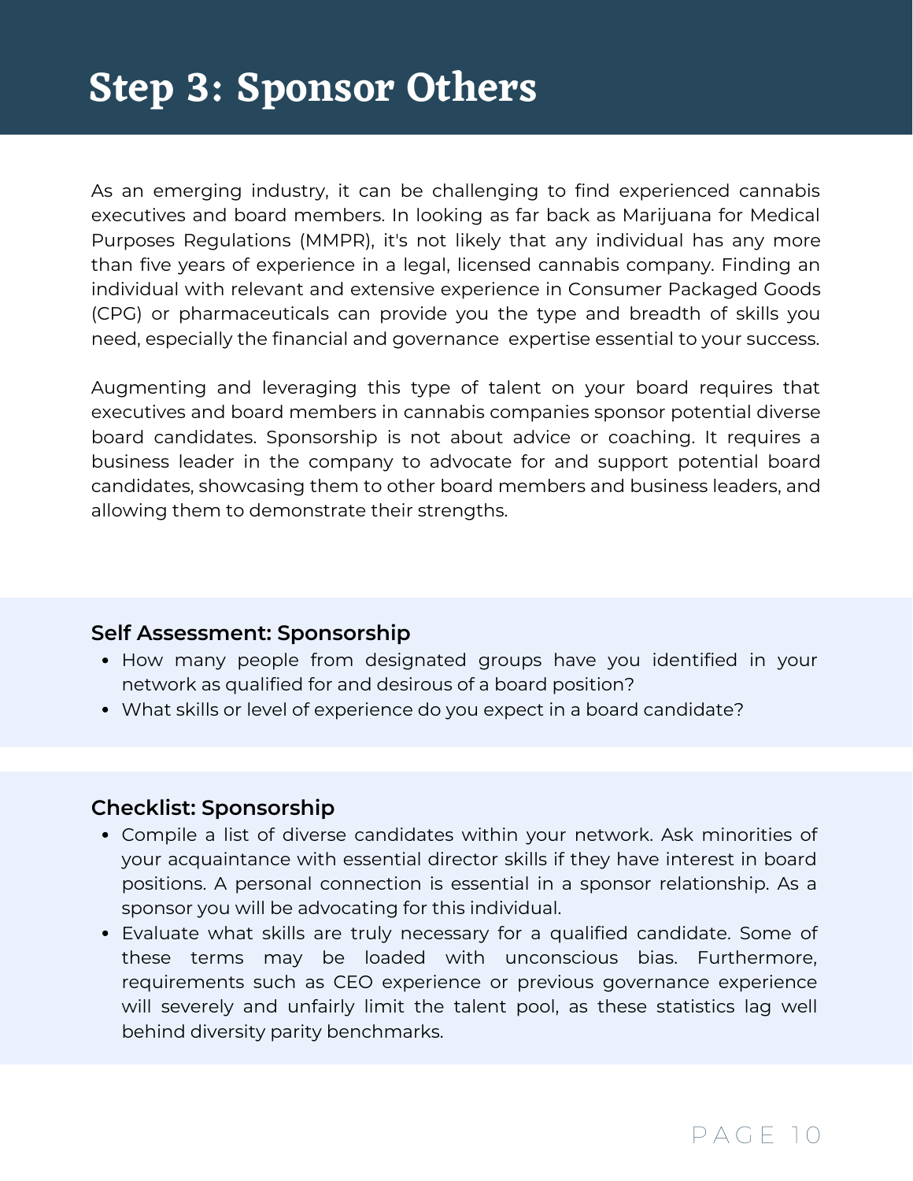# Step 3: Sponsor Others

As an emerging industry, it can be challenging to find experienced cannabis executives and board members. In looking as far back as Marijuana for Medical Purposes Regulations (MMPR), it's not likely that any individual has any more than five years of experience in a legal, licensed cannabis company. Finding an individual with relevant and extensive experience in Consumer Packaged Goods (CPG) or pharmaceuticals can provide you the type and breadth of skills you need, especially the financial and governance expertise essential to your success.

Augmenting and leveraging this type of talent on your board requires that executives and board members in cannabis companies sponsor potential diverse board candidates. Sponsorship is not about advice or coaching. It requires a business leader in the company to advocate for and support potential board candidates, showcasing them to other board members and business leaders, and allowing them to demonstrate their strengths.

### Self Assessment: Sponsorship

- How many people from designated groups have you identified in your network as qualified for and desirous of a board position?
- What skills or level of experience do you expect in a board candidate?

### Checklist: Sponsorship

- Compile a list of diverse candidates within your network. Ask minorities of your acquaintance with essential director skills if they have interest in board positions. A personal connection is essential in a sponsor relationship. As a sponsor you will be advocating for this individual.
- Evaluate what skills are truly necessary for a qualified candidate. Some of these terms may be loaded with unconscious bias. Furthermore, requirements such as CEO experience or previous governance experience will severely and unfairly limit the talent pool, as these statistics lag well behind diversity parity benchmarks.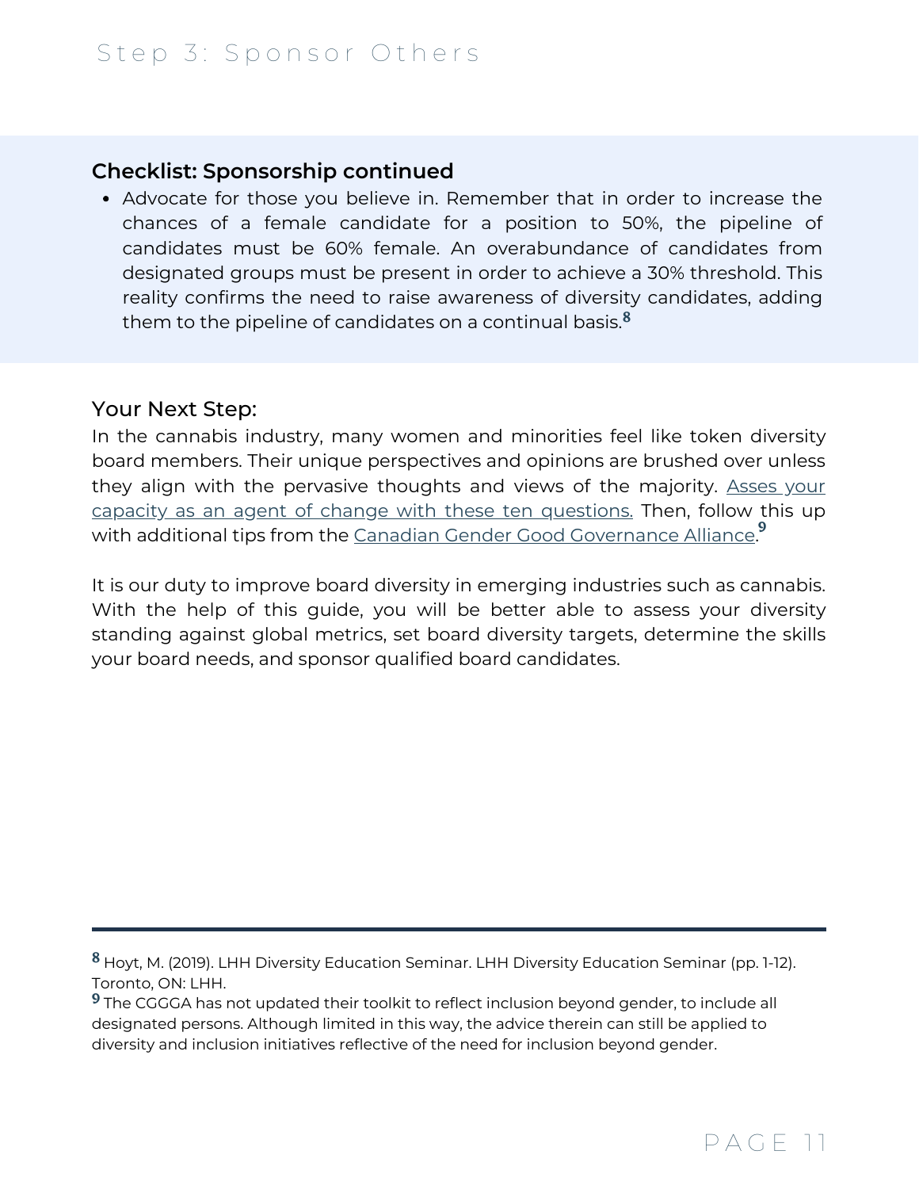## Checklist: Sponsorship continued

- Advocate for those you believe in. Remember that in order to increase the chances of a female candidate for a position to 50%, the pipeline of candidates must be 60% female. An overabundance of candidates from designated groups must be present in order to achieve a 30% threshold. This reality confirms the need to raise awareness of diversity candidates, adding them to the pipeline of candidates on a continual basis.[8]

### Your Next Step:

In the cannabis industry, many women and minorities feel like token diversity board members. Their unique perspectives and opinions are brushed over unless they align with the pervasive thoughts and views of the majority. Asses your capacity as an agent of change with these ten questions. Then, follow this up with additional tips from the Canadian Gender Good Governance Alliance.[9]

It is our duty to improve board diversity in emerging industries such as cannabis. With the help of this guide, you will be better able to assess your diversity standing against global metrics, set board diversity targets, determine the skills your board needs, and sponsor qualified board candidates.

---

[8] Hoyt, M. (2019). LHH Diversity Education Seminar. LHH Diversity Education Seminar (pp. 1-12). Toronto, ON: LHH.

[9] The CGGGA has not updated their toolkit to reflect inclusion beyond gender, to include all designated persons. Although limited in this way, the advice therein can still be applied to diversity and inclusion initiatives reflective of the need for inclusion beyond gender.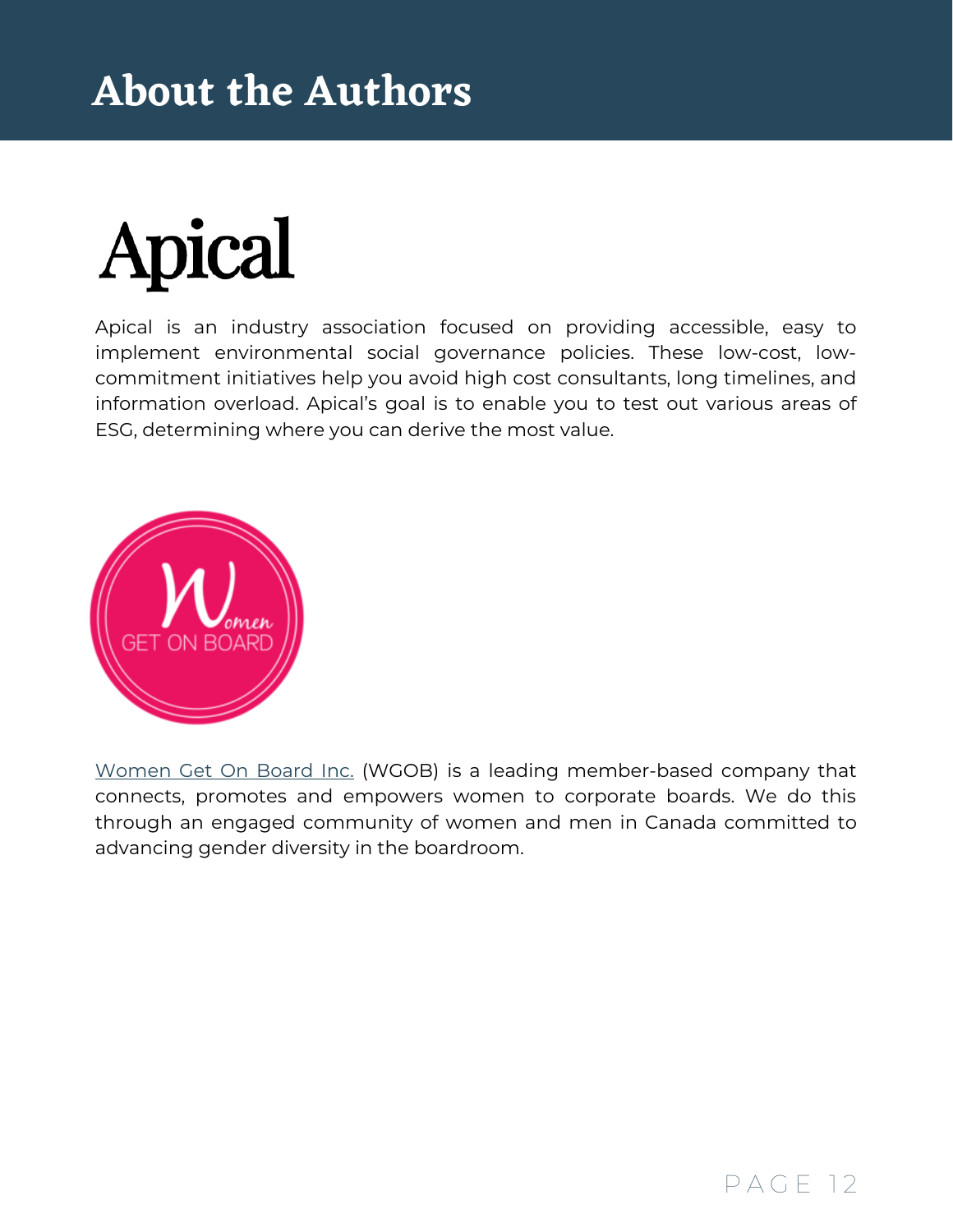# About the Authors

## Apical

Apical is an industry association focused on providing accessible, easy to implement environmental social governance policies. These low-cost, low-commitment initiatives help you avoid high cost consultants, long timelines, and information overload. Apical's goal is to enable you to test out various areas of ESG, determining where you can derive the most value.

Women GET ON BOARD

Women Get On Board Inc. (WGOB) is a leading member-based company that connects, promotes and empowers women to corporate boards. We do this through an engaged community of women and men in Canada committed to advancing gender diversity in the boardroom.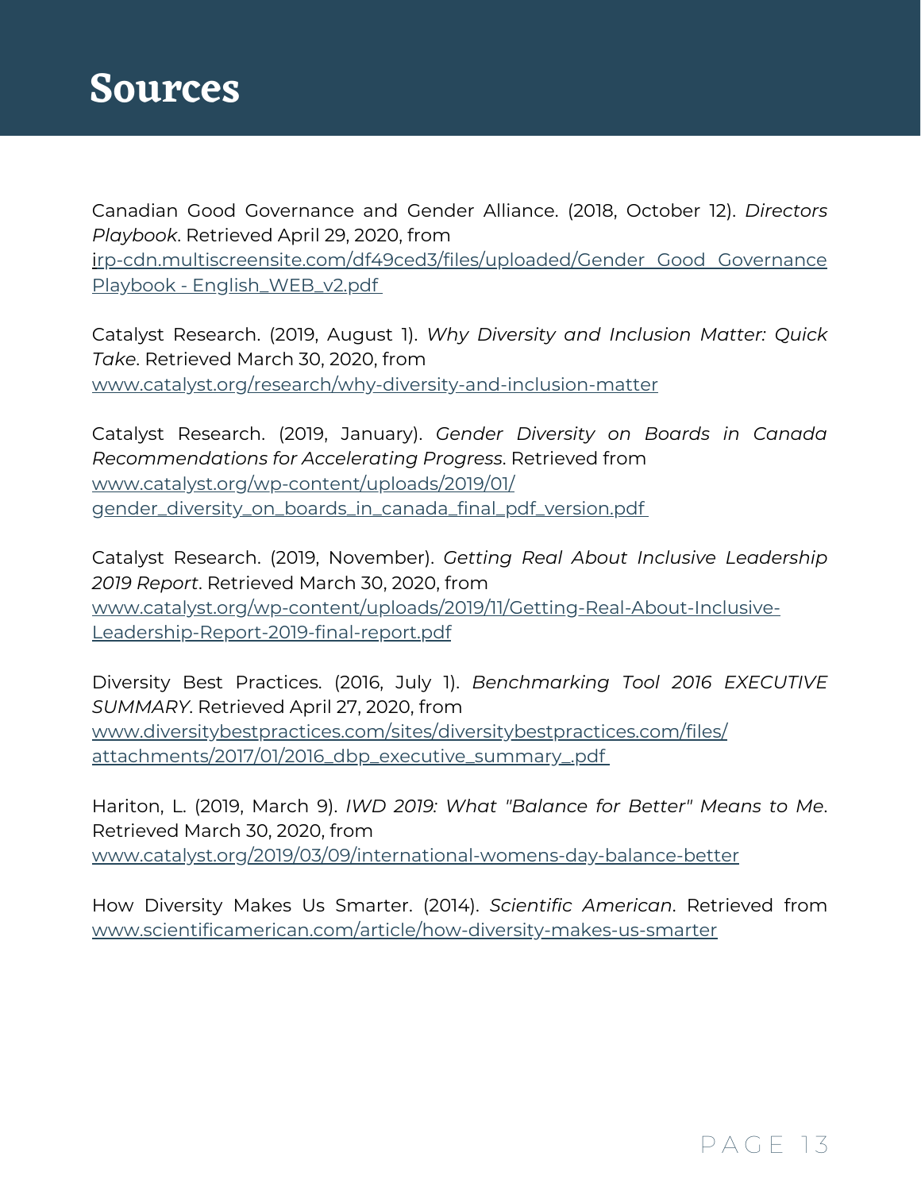# Sources

Canadian Good Governance and Gender Alliance. (2018, October 12). *Directors Playbook*. Retrieved April 29, 2020, from irp-cdn.multiscreensite.com/df49ced3/files/uploaded/Gender_Good_Governance Playbook - English_WEB_v2.pdf

Catalyst Research. (2019, August 1). *Why Diversity and Inclusion Matter: Quick Take*. Retrieved March 30, 2020, from www.catalyst.org/research/why-diversity-and-inclusion-matter

Catalyst Research. (2019, January). *Gender Diversity on Boards in Canada Recommendations for Accelerating Progress*. Retrieved from www.catalyst.org/wp-content/uploads/2019/01/gender_diversity_on_boards_in_canada_final_pdf_version.pdf

Catalyst Research. (2019, November). *Getting Real About Inclusive Leadership 2019 Report*. Retrieved March 30, 2020, from www.catalyst.org/wp-content/uploads/2019/11/Getting-Real-About-Inclusive-Leadership-Report-2019-final-report.pdf

Diversity Best Practices. (2016, July 1). *Benchmarking Tool 2016 EXECUTIVE SUMMARY*. Retrieved April 27, 2020, from www.diversitybestpractices.com/sites/diversitybestpractices.com/files/attachments/2017/01/2016_dbp_executive_summary_.pdf

Hariton, L. (2019, March 9). *IWD 2019: What "Balance for Better" Means to Me*. Retrieved March 30, 2020, from www.catalyst.org/2019/03/09/international-womens-day-balance-better

How Diversity Makes Us Smarter. (2014). *Scientific American*. Retrieved from www.scientificamerican.com/article/how-diversity-makes-us-smarter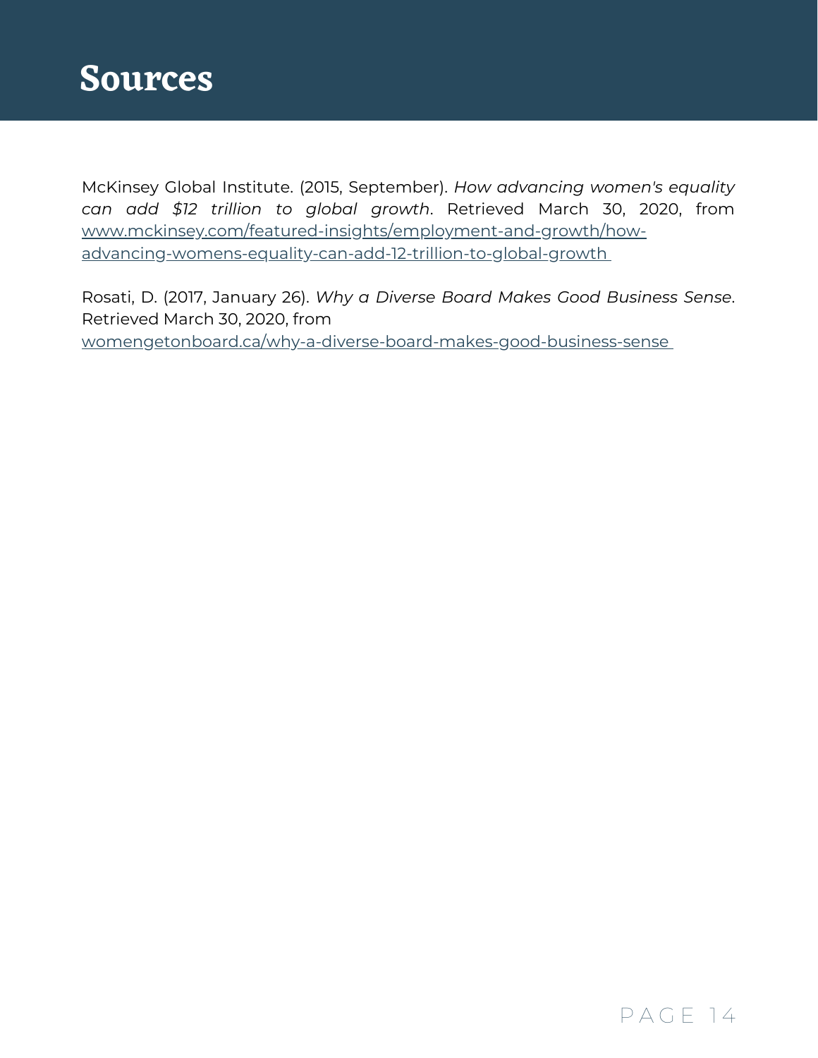# Sources

McKinsey Global Institute. (2015, September). *How advancing women's equality can add $12 trillion to global growth*. Retrieved March 30, 2020, from [www.mckinsey.com/featured-insights/employment-and-growth/how-advancing-womens-equality-can-add-12-trillion-to-global-growth](www.mckinsey.com/featured-insights/employment-and-growth/how-advancing-womens-equality-can-add-12-trillion-to-global-growth)

Rosati, D. (2017, January 26). *Why a Diverse Board Makes Good Business Sense*. Retrieved March 30, 2020, from [womengetonboard.ca/why-a-diverse-board-makes-good-business-sense](womengetonboard.ca/why-a-diverse-board-makes-good-business-sense)